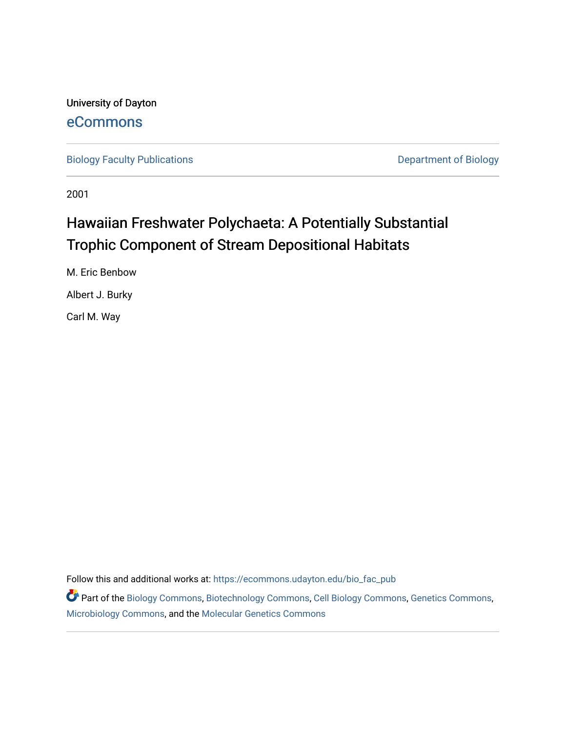University of Dayton

eCommons

Biology Faculty Publications

Department of Biology

2001

# Hawaiian Freshwater Polychaeta: A Potentially Substantial Trophic Component of Stream Depositional Habitats

M. Eric Benbow

Albert J. Burky

Carl M. Way

Follow this and additional works at: https://ecommons.udayton.edu/bio_fac_pub

Part of the Biology Commons, Biotechnology Commons, Cell Biology Commons, Genetics Commons, Microbiology Commons, and the Molecular Genetics Commons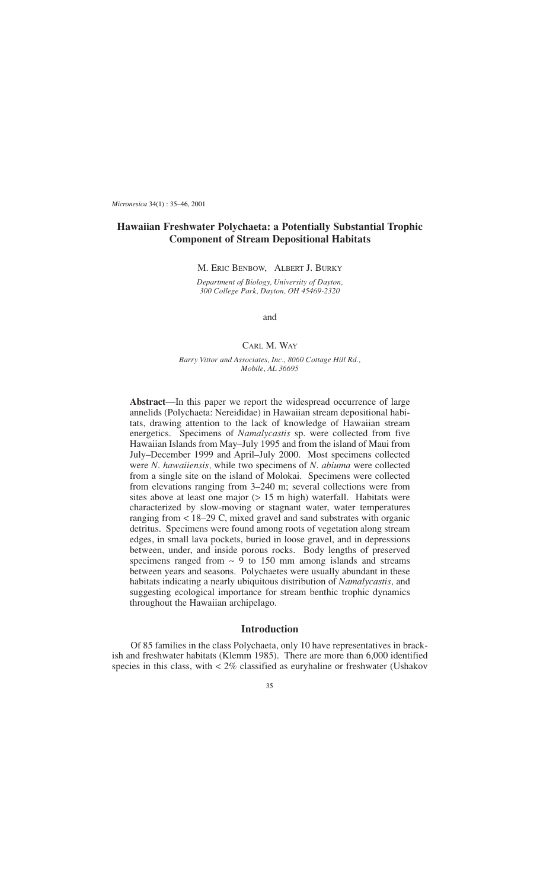# Hawaiian Freshwater Polychaeta: a Potentially Substantial Trophic Component of Stream Depositional Habitats

M. ERIC BENBOW, ALBERT J. BURKY

*Department of Biology, University of Dayton, 300 College Park, Dayton, OH 45469-2320*

and

CARL M. WAY

*Barry Vittor and Associates, Inc., 8060 Cottage Hill Rd., Mobile, AL 36695*

**Abstract**—In this paper we report the widespread occurrence of large annelids (Polychaeta: Nereididae) in Hawaiian stream depositional habitats, drawing attention to the lack of knowledge of Hawaiian stream energetics. Specimens of *Namalycastis* sp. were collected from five Hawaiian Islands from May–July 1995 and from the island of Maui from July–December 1999 and April–July 2000. Most specimens collected were *N. hawaiiensis,* while two specimens of *N. abiuma* were collected from a single site on the island of Molokai. Specimens were collected from elevations ranging from 3–240 m; several collections were from sites above at least one major (> 15 m high) waterfall. Habitats were characterized by slow-moving or stagnant water, water temperatures ranging from < 18–29 C, mixed gravel and sand substrates with organic detritus. Specimens were found among roots of vegetation along stream edges, in small lava pockets, buried in loose gravel, and in depressions between, under, and inside porous rocks. Body lengths of preserved specimens ranged from ~ 9 to 150 mm among islands and streams between years and seasons. Polychaetes were usually abundant in these habitats indicating a nearly ubiquitous distribution of *Namalycastis,* and suggesting ecological importance for stream benthic trophic dynamics throughout the Hawaiian archipelago.

## Introduction

Of 85 families in the class Polychaeta, only 10 have representatives in brackish and freshwater habitats (Klemm 1985). There are more than 6,000 identified species in this class, with < 2% classified as euryhaline or freshwater (Ushakov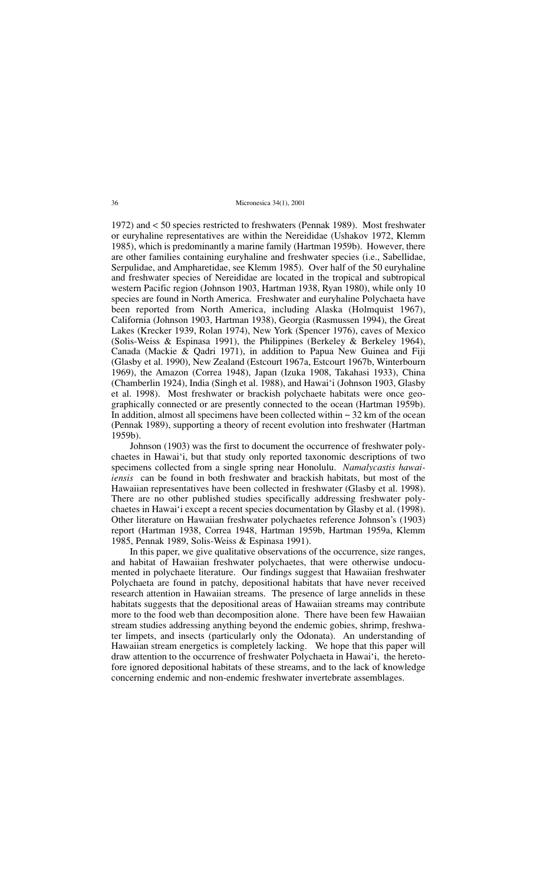1972) and < 50 species restricted to freshwaters (Pennak 1989). Most freshwater or euryhaline representatives are within the Nereididae (Ushakov 1972, Klemm 1985), which is predominantly a marine family (Hartman 1959b). However, there are other families containing euryhaline and freshwater species (i.e., Sabellidae, Serpulidae, and Ampharetidae, see Klemm 1985). Over half of the 50 euryhaline and freshwater species of Nereididae are located in the tropical and subtropical western Pacific region (Johnson 1903, Hartman 1938, Ryan 1980), while only 10 species are found in North America. Freshwater and euryhaline Polychaeta have been reported from North America, including Alaska (Holmquist 1967), California (Johnson 1903, Hartman 1938), Georgia (Rasmussen 1994), the Great Lakes (Krecker 1939, Rolan 1974), New York (Spencer 1976), caves of Mexico (Solis-Weiss & Espinasa 1991), the Philippines (Berkeley & Berkeley 1964), Canada (Mackie & Qadri 1971), in addition to Papua New Guinea and Fiji (Glasby et al. 1990), New Zealand (Estcourt 1967a, Estcourt 1967b, Winterbourn 1969), the Amazon (Correa 1948), Japan (Izuka 1908, Takahasi 1933), China (Chamberlin 1924), India (Singh et al. 1988), and Hawai'i (Johnson 1903, Glasby et al. 1998). Most freshwater or brackish polychaete habitats were once geographically connected or are presently connected to the ocean (Hartman 1959b). In addition, almost all specimens have been collected within ~ 32 km of the ocean (Pennak 1989), supporting a theory of recent evolution into freshwater (Hartman 1959b).

Johnson (1903) was the first to document the occurrence of freshwater polychaetes in Hawai'i, but that study only reported taxonomic descriptions of two specimens collected from a single spring near Honolulu. *Namalycastis hawaiiensis* can be found in both freshwater and brackish habitats, but most of the Hawaiian representatives have been collected in freshwater (Glasby et al. 1998). There are no other published studies specifically addressing freshwater polychaetes in Hawai'i except a recent species documentation by Glasby et al. (1998). Other literature on Hawaiian freshwater polychaetes reference Johnson's (1903) report (Hartman 1938, Correa 1948, Hartman 1959b, Hartman 1959a, Klemm 1985, Pennak 1989, Solis-Weiss & Espinasa 1991).

In this paper, we give qualitative observations of the occurrence, size ranges, and habitat of Hawaiian freshwater polychaetes, that were otherwise undocumented in polychaete literature. Our findings suggest that Hawaiian freshwater Polychaeta are found in patchy, depositional habitats that have never received research attention in Hawaiian streams. The presence of large annelids in these habitats suggests that the depositional areas of Hawaiian streams may contribute more to the food web than decomposition alone. There have been few Hawaiian stream studies addressing anything beyond the endemic gobies, shrimp, freshwater limpets, and insects (particularly only the Odonata). An understanding of Hawaiian stream energetics is completely lacking. We hope that this paper will draw attention to the occurrence of freshwater Polychaeta in Hawai'i, the heretofore ignored depositional habitats of these streams, and to the lack of knowledge concerning endemic and non-endemic freshwater invertebrate assemblages.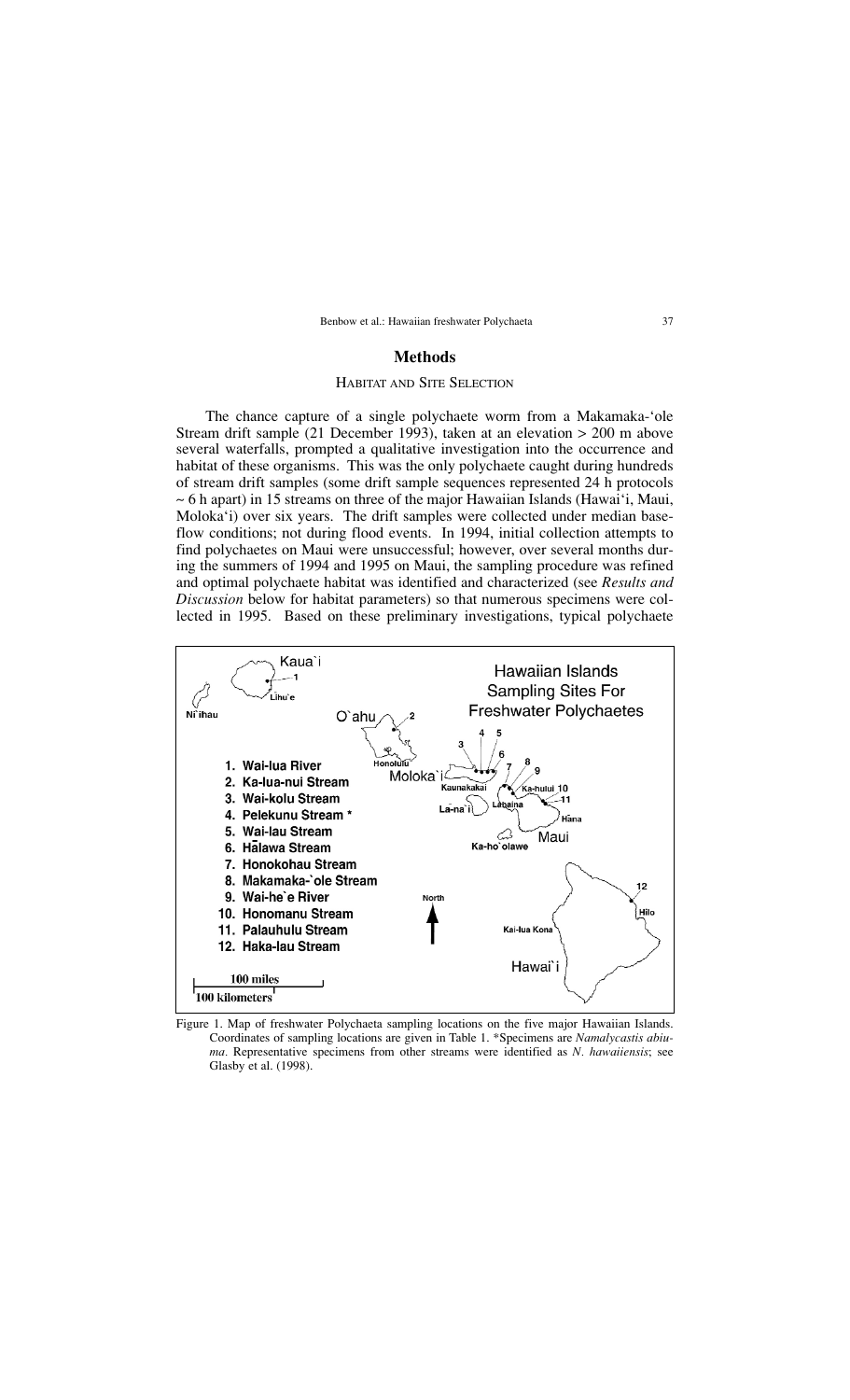## Methods

### Habitat and Site Selection

The chance capture of a single polychaete worm from a Makamaka-'ole Stream drift sample (21 December 1993), taken at an elevation > 200 m above several waterfalls, prompted a qualitative investigation into the occurrence and habitat of these organisms. This was the only polychaete caught during hundreds of stream drift samples (some drift sample sequences represented 24 h protocols ~ 6 h apart) in 15 streams on three of the major Hawaiian Islands (Hawai'i, Maui, Moloka'i) over six years. The drift samples were collected under median base-flow conditions; not during flood events. In 1994, initial collection attempts to find polychaetes on Maui were unsuccessful; however, over several months during the summers of 1994 and 1995 on Maui, the sampling procedure was refined and optimal polychaete habitat was identified and characterized (see *Results and Discussion* below for habitat parameters) so that numerous specimens were collected in 1995. Based on these preliminary investigations, typical polychaete

Figure 1. Map of freshwater Polychaeta sampling locations on the five major Hawaiian Islands. Coordinates of sampling locations are given in Table 1. *Specimens are *Namalycastis abiuma*. Representative specimens from other streams were identified as *N. hawaiiensis*; see Glasby et al. (1998).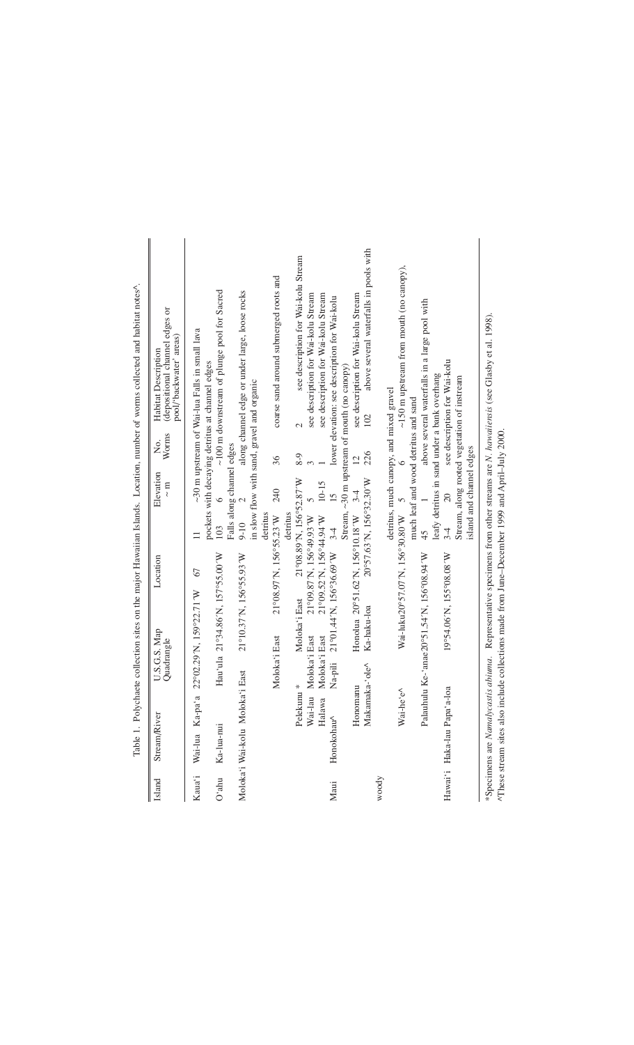Table 1. Polychaete collection sites on the major Hawaiian Islands. Location, number of worms collected and habitat notes^.

| Island | Stream/River | U.S.G.S. Map Quadrangle | Location | Elevation ~ m | No. Worms | Habitat Description (depositional channel edges or pool/'backwater' areas) |
|---|---|---|---|---|---|---|
| Kaua'i | Wai-lua | Ka-pa'a | 22°02.29'N, 159°22.71'W | 67 | 11 | ~30 m upstream of Wai-lua Falls in small lava pockets with decaying detritus at channel edges |
| O'ahu | Ka-lua-nui | Hau'ula | 21°34.86'N, 157°55.00'W | 103 | 6 | ~100 m downstream of plunge pool for Sacred Falls along channel edges |
| Moloka'i | Wai-kolu | Moloka'i East | 21°10.37'N, 156°55.93'W | 9-10 | 2 | along channel edge or under large, loose rocks in slow flow with sand, gravel and organic detritus |
| | | Moloka'i East | 21°08.97'N, 156°55.23'W | 240 | 36 | coarse sand around submerged roots and detritus |
| | Pelekunu * | Moloka'i East | 21°08.89'N, 156°52.87'W | 8-9 | 2 | see description for Wai-kolu Stream |
| | Wai-lau | Moloka'i East | 21°09.87'N, 156°49.93'W | 5 | 3 | see description for Wai-kolu Stream |
| | Halawa | Moloka'i East | 21°09.52'N, 156°44.94'W | 10-15 | 1 | see description for Wai-kolu Stream |
| Maui | Honokohau^ | Na-pili | 21°01.44'N, 156°36.69'W | 3-4 | 15 | lower elevation: see description for Wai-kolu Stream, ~30 m upstream of mouth (no canopy) |
| | Honomanu | Honolua | 20°51.62'N, 156°10.18'W | 3-4 | 12 | see description for Wai-kolu Stream |
| | Makamaka-'ole^ | Ka-haku-loa | 20°57.63'N, 156°32.30'W | 102 | 226 | above several waterfalls in pools with woody detritus, much canopy, and mixed gravel |
| | Wai-he'e^ | Wai-luku | 20°57.07'N, 156°30.80'W | 5 | 6 | ~150 m upstream from mouth (no canopy), much leaf and wood detritus and sand |
| | Palauhulu | Ke-'anae | 20°51.54'N, 156°08.94'W | 45 | 1 | above several waterfalls in a large pool with leafy detritus in sand under a bank overhang |
| Hawai'i | Haka-lau | Papa'a-loa | 19°54.06'N, 155°08.08'W | 3-4 | 20 | see description for Wai-kolu Stream, along rooted vegetation of instream island and channel edges |

*Specimens are *Namalycastis abiuma*. Representative specimens from other streams are *N. hawaiiensis* (see Glasby et al. 1998).
^These stream sites also include collections made from June–December 1999 and April–July 2000.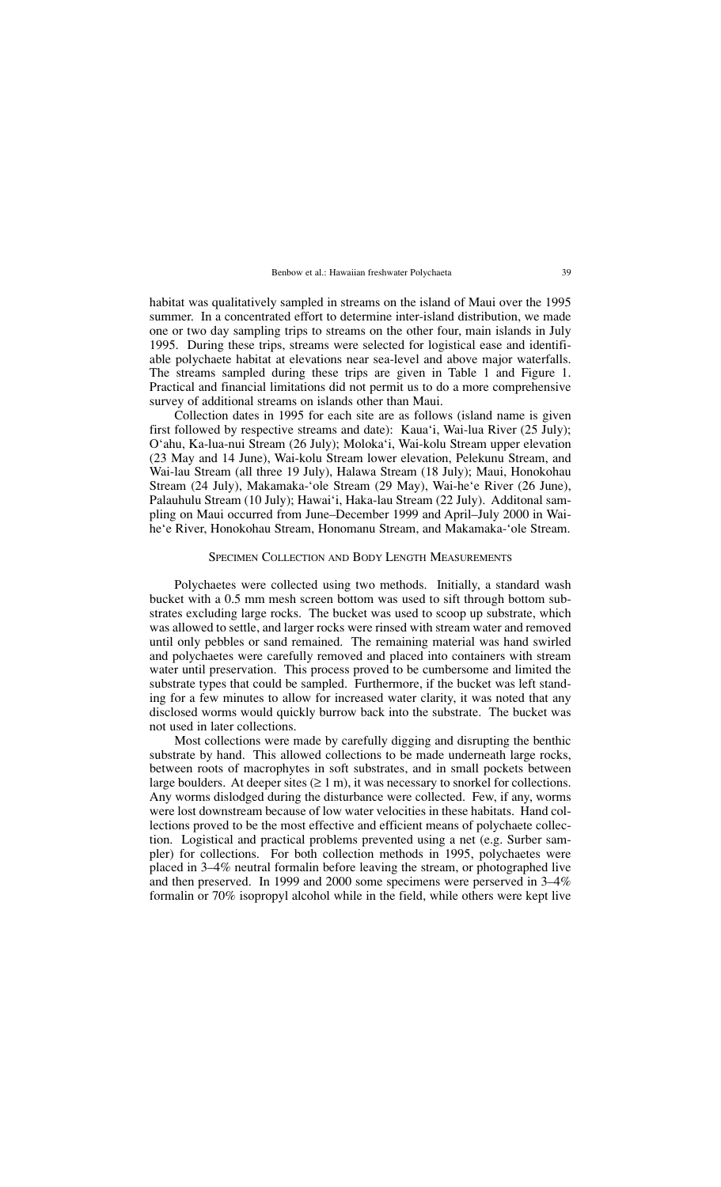habitat was qualitatively sampled in streams on the island of Maui over the 1995 summer. In a concentrated effort to determine inter-island distribution, we made one or two day sampling trips to streams on the other four, main islands in July 1995. During these trips, streams were selected for logistical ease and identifiable polychaete habitat at elevations near sea-level and above major waterfalls. The streams sampled during these trips are given in Table 1 and Figure 1. Practical and financial limitations did not permit us to do a more comprehensive survey of additional streams on islands other than Maui.

Collection dates in 1995 for each site are as follows (island name is given first followed by respective streams and date): Kaua'i, Wai-lua River (25 July); O'ahu, Ka-lua-nui Stream (26 July); Moloka'i, Wai-kolu Stream upper elevation (23 May and 14 June), Wai-kolu Stream lower elevation, Pelekunu Stream, and Wai-lau Stream (all three 19 July), Halawa Stream (18 July); Maui, Honokohau Stream (24 July), Makamaka-'ole Stream (29 May), Wai-he'e River (26 June), Palauhulu Stream (10 July); Hawai'i, Haka-lau Stream (22 July). Additonal sampling on Maui occurred from June–December 1999 and April–July 2000 in Wai-he'e River, Honokohau Stream, Honomanu Stream, and Makamaka-'ole Stream.

## Specimen Collection and Body Length Measurements

Polychaetes were collected using two methods. Initially, a standard wash bucket with a 0.5 mm mesh screen bottom was used to sift through bottom substrates excluding large rocks. The bucket was used to scoop up substrate, which was allowed to settle, and larger rocks were rinsed with stream water and removed until only pebbles or sand remained. The remaining material was hand swirled and polychaetes were carefully removed and placed into containers with stream water until preservation. This process proved to be cumbersome and limited the substrate types that could be sampled. Furthermore, if the bucket was left standing for a few minutes to allow for increased water clarity, it was noted that any disclosed worms would quickly burrow back into the substrate. The bucket was not used in later collections.

Most collections were made by carefully digging and disrupting the benthic substrate by hand. This allowed collections to be made underneath large rocks, between roots of macrophytes in soft substrates, and in small pockets between large boulders. At deeper sites ($\geq$ 1 m), it was necessary to snorkel for collections. Any worms dislodged during the disturbance were collected. Few, if any, worms were lost downstream because of low water velocities in these habitats. Hand collections proved to be the most effective and efficient means of polychaete collection. Logistical and practical problems prevented using a net (e.g. Surber sampler) for collections. For both collection methods in 1995, polychaetes were placed in 3–4% neutral formalin before leaving the stream, or photographed live and then preserved. In 1999 and 2000 some specimens were perserved in 3–4% formalin or 70% isopropyl alcohol while in the field, while others were kept live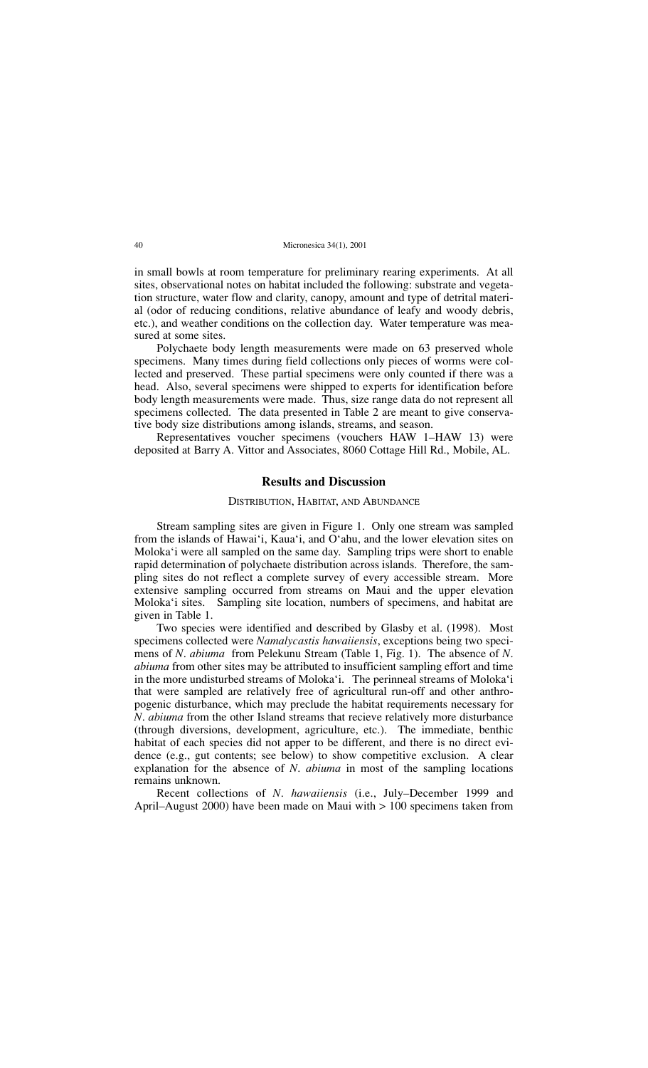in small bowls at room temperature for preliminary rearing experiments. At all sites, observational notes on habitat included the following: substrate and vegetation structure, water flow and clarity, canopy, amount and type of detrital material (odor of reducing conditions, relative abundance of leafy and woody debris, etc.), and weather conditions on the collection day. Water temperature was measured at some sites.

Polychaete body length measurements were made on 63 preserved whole specimens. Many times during field collections only pieces of worms were collected and preserved. These partial specimens were only counted if there was a head. Also, several specimens were shipped to experts for identification before body length measurements were made. Thus, size range data do not represent all specimens collected. The data presented in Table 2 are meant to give conservative body size distributions among islands, streams, and season.

Representatives voucher specimens (vouchers HAW 1–HAW 13) were deposited at Barry A. Vittor and Associates, 8060 Cottage Hill Rd., Mobile, AL.

## Results and Discussion

### Distribution, Habitat, and Abundance

Stream sampling sites are given in Figure 1. Only one stream was sampled from the islands of Hawai‘i, Kaua‘i, and O‘ahu, and the lower elevation sites on Moloka‘i were all sampled on the same day. Sampling trips were short to enable rapid determination of polychaete distribution across islands. Therefore, the sampling sites do not reflect a complete survey of every accessible stream. More extensive sampling occurred from streams on Maui and the upper elevation Moloka‘i sites. Sampling site location, numbers of specimens, and habitat are given in Table 1.

Two species were identified and described by Glasby et al. (1998). Most specimens collected were *Namalycastis hawaiiensis*, exceptions being two specimens of *N. abiuma* from Pelekunu Stream (Table 1, Fig. 1). The absence of *N. abiuma* from other sites may be attributed to insufficient sampling effort and time in the more undisturbed streams of Moloka‘i. The perinneal streams of Moloka‘i that were sampled are relatively free of agricultural run-off and other anthropogenic disturbance, which may preclude the habitat requirements necessary for *N. abiuma* from the other Island streams that recieve relatively more disturbance (through diversions, development, agriculture, etc.). The immediate, benthic habitat of each species did not apper to be different, and there is no direct evidence (e.g., gut contents; see below) to show competitive exclusion. A clear explanation for the absence of *N. abiuma* in most of the sampling locations remains unknown.

Recent collections of *N. hawaiiensis* (i.e., July–December 1999 and April–August 2000) have been made on Maui with > 100 specimens taken from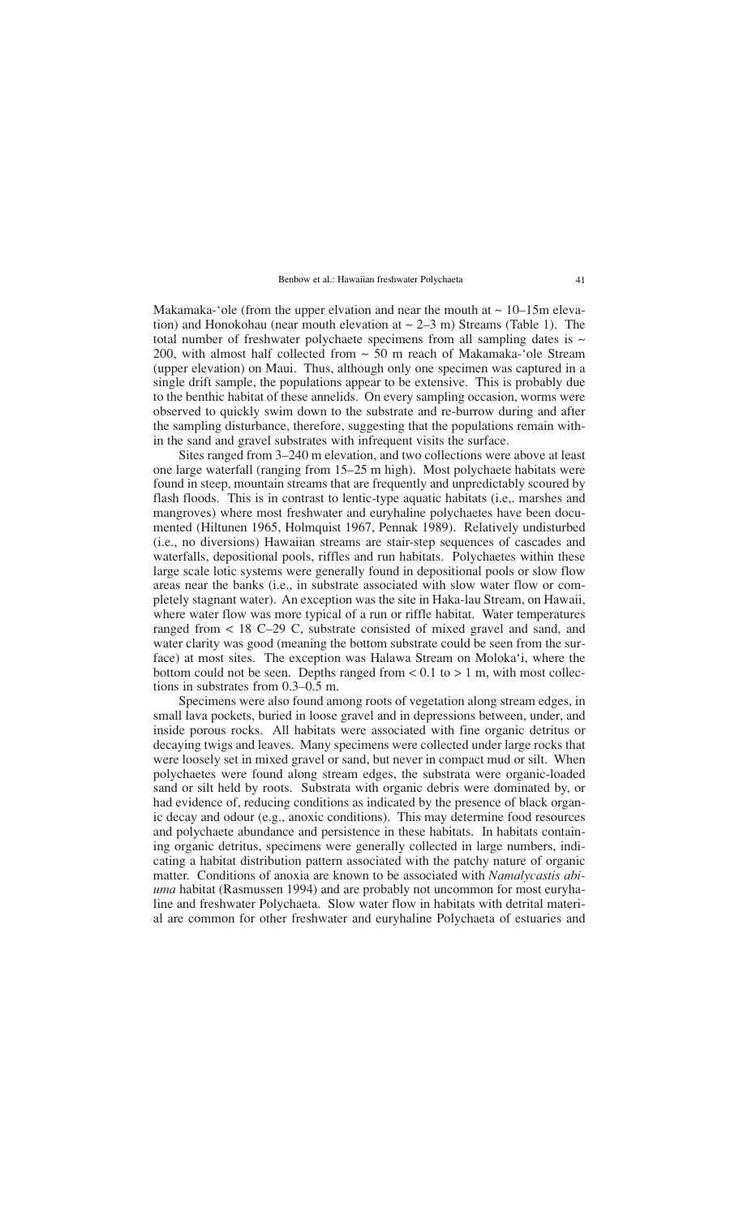Makamaka-'ole (from the upper elvation and near the mouth at ~ 10–15m elevation) and Honokohau (near mouth elevation at ~ 2–3 m) Streams (Table 1). The total number of freshwater polychaete specimens from all sampling dates is ~ 200, with almost half collected from ~ 50 m reach of Makamaka-'ole Stream (upper elevation) on Maui. Thus, although only one specimen was captured in a single drift sample, the populations appear to be extensive. This is probably due to the benthic habitat of these annelids. On every sampling occasion, worms were observed to quickly swim down to the substrate and re-burrow during and after the sampling disturbance, therefore, suggesting that the populations remain within the sand and gravel substrates with infrequent visits the surface.

Sites ranged from 3–240 m elevation, and two collections were above at least one large waterfall (ranging from 15–25 m high). Most polychaete habitats were found in steep, mountain streams that are frequently and unpredictably scoured by flash floods. This is in contrast to lentic-type aquatic habitats (i.e,. marshes and mangroves) where most freshwater and euryhaline polychaetes have been documented (Hiltunen 1965, Holmquist 1967, Pennak 1989). Relatively undisturbed (i.e., no diversions) Hawaiian streams are stair-step sequences of cascades and waterfalls, depositional pools, riffles and run habitats. Polychaetes within these large scale lotic systems were generally found in depositional pools or slow flow areas near the banks (i.e., in substrate associated with slow water flow or completely stagnant water). An exception was the site in Haka-lau Stream, on Hawaii, where water flow was more typical of a run or riffle habitat. Water temperatures ranged from < 18 C–29 C, substrate consisted of mixed gravel and sand, and water clarity was good (meaning the bottom substrate could be seen from the surface) at most sites. The exception was Halawa Stream on Moloka'i, where the bottom could not be seen. Depths ranged from < 0.1 to > 1 m, with most collections in substrates from 0.3–0.5 m.

Specimens were also found among roots of vegetation along stream edges, in small lava pockets, buried in loose gravel and in depressions between, under, and inside porous rocks. All habitats were associated with fine organic detritus or decaying twigs and leaves. Many specimens were collected under large rocks that were loosely set in mixed gravel or sand, but never in compact mud or silt. When polychaetes were found along stream edges, the substrata were organic-loaded sand or silt held by roots. Substrata with organic debris were dominated by, or had evidence of, reducing conditions as indicated by the presence of black organic decay and odour (e.g., anoxic conditions). This may determine food resources and polychaete abundance and persistence in these habitats. In habitats containing organic detritus, specimens were generally collected in large numbers, indicating a habitat distribution pattern associated with the patchy nature of organic matter. Conditions of anoxia are known to be associated with *Namalycastis abiuma* habitat (Rasmussen 1994) and are probably not uncommon for most euryhaline and freshwater Polychaeta. Slow water flow in habitats with detrital material are common for other freshwater and euryhaline Polychaeta of estuaries and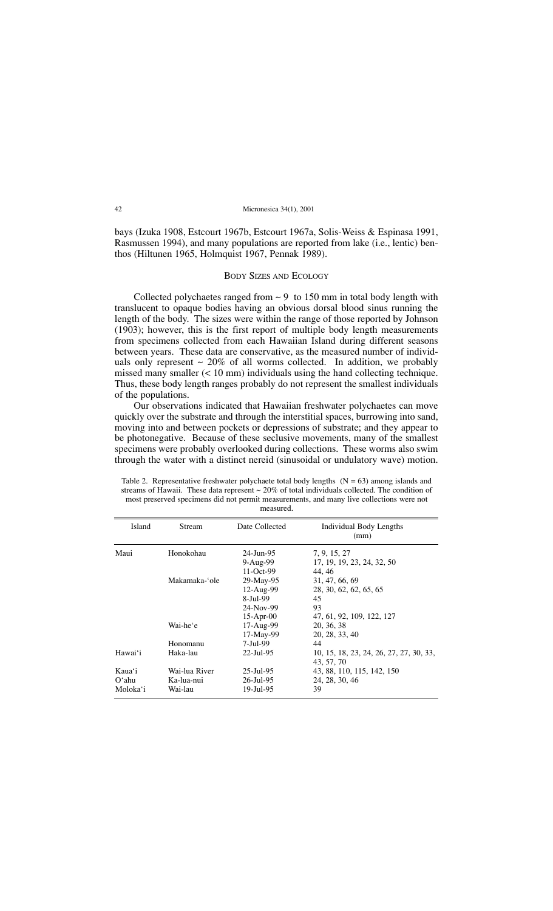bays (Izuka 1908, Estcourt 1967b, Estcourt 1967a, Solis-Weiss & Espinasa 1991, Rasmussen 1994), and many populations are reported from lake (i.e., lentic) benthos (Hiltunen 1965, Holmquist 1967, Pennak 1989).

## Body Sizes and Ecology

Collected polychaetes ranged from ~ 9 to 150 mm in total body length with translucent to opaque bodies having an obvious dorsal blood sinus running the length of the body. The sizes were within the range of those reported by Johnson (1903); however, this is the first report of multiple body length measurements from specimens collected from each Hawaiian Island during different seasons between years. These data are conservative, as the measured number of individuals only represent ~ 20% of all worms collected. In addition, we probably missed many smaller (< 10 mm) individuals using the hand collecting technique. Thus, these body length ranges probably do not represent the smallest individuals of the populations.

Our observations indicated that Hawaiian freshwater polychaetes can move quickly over the substrate and through the interstitial spaces, burrowing into sand, moving into and between pockets or depressions of substrate; and they appear to be photonegative. Because of these seclusive movements, many of the smallest specimens were probably overlooked during collections. These worms also swim through the water with a distinct nereid (sinusoidal or undulatory wave) motion.

Table 2. Representative freshwater polychaete total body lengths (N = 63) among islands and streams of Hawaii. These data represent ~ 20% of total individuals collected. The condition of most preserved specimens did not permit measurements, and many live collections were not measured.

| Island | Stream | Date Collected | Individual Body Lengths (mm) |
|---|---|---|---|
| Maui | Honokohau | 24-Jun-95 | 7, 9, 15, 27 |
| | | 9-Aug-99 | 17, 19, 19, 23, 24, 32, 50 |
| | | 11-Oct-99 | 44, 46 |
| | Makamaka-'ole | 29-May-95 | 31, 47, 66, 69 |
| | | 12-Aug-99 | 28, 30, 62, 62, 65, 65 |
| | | 8-Jul-99 | 45 |
| | | 24-Nov-99 | 93 |
| | | 15-Apr-00 | 47, 61, 92, 109, 122, 127 |
| | Wai-he'e | 17-Aug-99 | 20, 36, 38 |
| | | 17-May-99 | 20, 28, 33, 40 |
| | Honomanu | 7-Jul-99 | 44 |
| Hawai'i | Haka-lau | 22-Jul-95 | 10, 15, 18, 23, 24, 26, 27, 27, 30, 33, 43, 57, 70 |
| Kaua'i | Wai-lua River | 25-Jul-95 | 43, 88, 110, 115, 142, 150 |
| O'ahu | Ka-lua-nui | 26-Jul-95 | 24, 28, 30, 46 |
| Moloka'i | Wai-lau | 19-Jul-95 | 39 |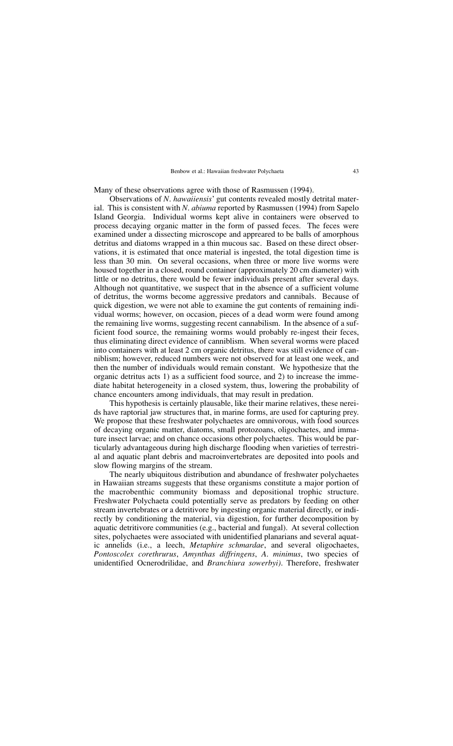Many of these observations agree with those of Rasmussen (1994).

Observations of *N. hawaiiensis*' gut contents revealed mostly detrital material. This is consistent with *N. abiuma* reported by Rasmussen (1994) from Sapelo Island Georgia. Individual worms kept alive in containers were observed to process decaying organic matter in the form of passed feces. The feces were examined under a dissecting microscope and appreared to be balls of amorphous detritus and diatoms wrapped in a thin mucous sac. Based on these direct observations, it is estimated that once material is ingested, the total digestion time is less than 30 min. On several occasions, when three or more live worms were housed together in a closed, round container (approximately 20 cm diameter) with little or no detritus, there would be fewer individuals present after several days. Although not quantitative, we suspect that in the absence of a sufficient volume of detritus, the worms become aggressive predators and cannibals. Because of quick digestion, we were not able to examine the gut contents of remaining individual worms; however, on occasion, pieces of a dead worm were found among the remaining live worms, suggesting recent cannabilism. In the absence of a sufficient food source, the remaining worms would probably re-ingest their feces, thus eliminating direct evidence of canniblism. When several worms were placed into containers with at least 2 cm organic detritus, there was still evidence of canniblism; however, reduced numbers were not observed for at least one week, and then the number of individuals would remain constant. We hypothesize that the organic detritus acts 1) as a sufficient food source, and 2) to increase the immediate habitat heterogeneity in a closed system, thus, lowering the probability of chance encounters among individuals, that may result in predation.

This hypothesis is certainly plausable, like their marine relatives, these nereids have raptorial jaw structures that, in marine forms, are used for capturing prey. We propose that these freshwater polychaetes are omnivorous, with food sources of decaying organic matter, diatoms, small protozoans, oligochaetes, and immature insect larvae; and on chance occasions other polychaetes. This would be particularly advantageous during high discharge flooding when varieties of terrestrial and aquatic plant debris and macroinvertebrates are deposited into pools and slow flowing margins of the stream.

The nearly ubiquitous distribution and abundance of freshwater polychaetes in Hawaiian streams suggests that these organisms constitute a major portion of the macrobenthic community biomass and depositional trophic structure. Freshwater Polychaeta could potentially serve as predators by feeding on other stream invertebrates or a detritivore by ingesting organic material directly, or indirectly by conditioning the material, via digestion, for further decomposition by aquatic detritivore communities (e.g., bacterial and fungal). At several collection sites, polychaetes were associated with unidentified planarians and several aquatic annelids (i.e., a leech, *Metaphire schmardae*, and several oligochaetes, *Pontoscolex corethrurus*, *Amynthas diffringens*, *A. minimus*, two species of unidentified Ocnerodrilidae, and *Branchiura sowerbyi)*. Therefore, freshwater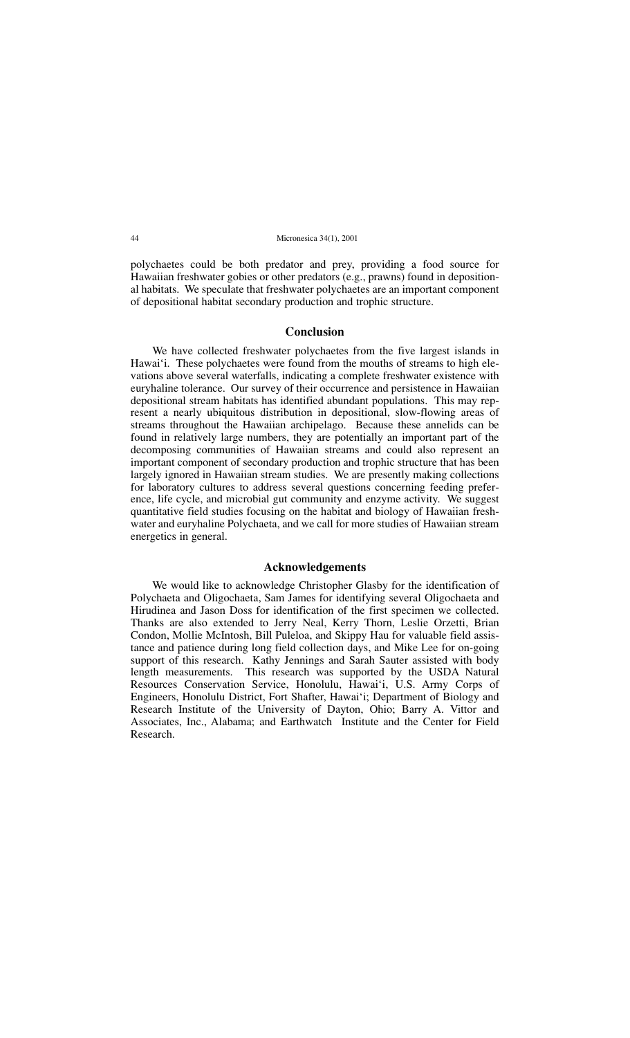polychaetes could be both predator and prey, providing a food source for Hawaiian freshwater gobies or other predators (e.g., prawns) found in depositional habitats. We speculate that freshwater polychaetes are an important component of depositional habitat secondary production and trophic structure.

## Conclusion

We have collected freshwater polychaetes from the five largest islands in Hawai'i. These polychaetes were found from the mouths of streams to high elevations above several waterfalls, indicating a complete freshwater existence with euryhaline tolerance. Our survey of their occurrence and persistence in Hawaiian depositional stream habitats has identified abundant populations. This may represent a nearly ubiquitous distribution in depositional, slow-flowing areas of streams throughout the Hawaiian archipelago. Because these annelids can be found in relatively large numbers, they are potentially an important part of the decomposing communities of Hawaiian streams and could also represent an important component of secondary production and trophic structure that has been largely ignored in Hawaiian stream studies. We are presently making collections for laboratory cultures to address several questions concerning feeding preference, life cycle, and microbial gut community and enzyme activity. We suggest quantitative field studies focusing on the habitat and biology of Hawaiian freshwater and euryhaline Polychaeta, and we call for more studies of Hawaiian stream energetics in general.

## Acknowledgements

We would like to acknowledge Christopher Glasby for the identification of Polychaeta and Oligochaeta, Sam James for identifying several Oligochaeta and Hirudinea and Jason Doss for identification of the first specimen we collected. Thanks are also extended to Jerry Neal, Kerry Thorn, Leslie Orzetti, Brian Condon, Mollie McIntosh, Bill Puleloa, and Skippy Hau for valuable field assistance and patience during long field collection days, and Mike Lee for on-going support of this research. Kathy Jennings and Sarah Sauter assisted with body length measurements. This research was supported by the USDA Natural Resources Conservation Service, Honolulu, Hawai'i, U.S. Army Corps of Engineers, Honolulu District, Fort Shafter, Hawai'i; Department of Biology and Research Institute of the University of Dayton, Ohio; Barry A. Vittor and Associates, Inc., Alabama; and Earthwatch Institute and the Center for Field Research.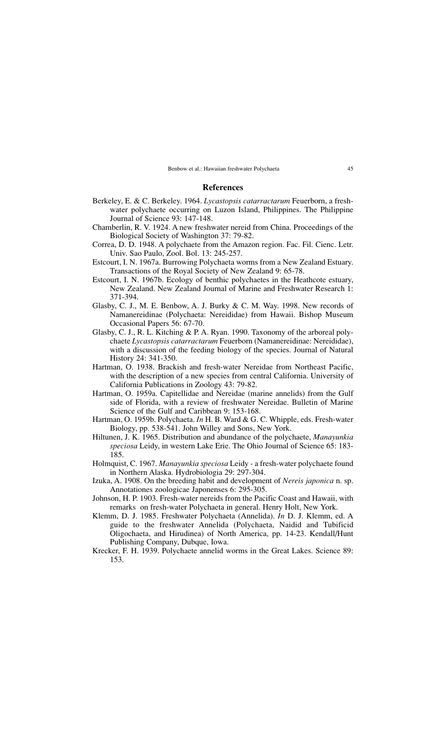## References

Berkeley, E. & C. Berkeley. 1964. *Lycastopsis catarractarum* Feuerborn, a freshwater polychaete occurring on Luzon Island, Philippines. The Philippine Journal of Science 93: 147-148.

Chamberlin, R. V. 1924. A new freshwater nereid from China. Proceedings of the Biological Society of Washington 37: 79-82.

Correa, D. D. 1948. A polychaete from the Amazon region. Fac. Fil. Cienc. Letr. Univ. Sao Paulo, Zool. Bol. 13: 245-257.

Estcourt, I. N. 1967a. Burrowing Polychaeta worms from a New Zealand Estuary. Transactions of the Royal Society of New Zealand 9: 65-78.

Estcourt, I. N. 1967b. Ecology of benthic polychaetes in the Heathcote estuary, New Zealand. New Zealand Journal of Marine and Freshwater Research 1: 371-394.

Glasby, C. J., M. E. Benbow, A. J. Burky & C. M. Way. 1998. New records of Namanereidinae (Polychaeta: Nereididae) from Hawaii. Bishop Museum Occasional Papers 56: 67-70.

Glasby, C. J., R. L. Kitching & P. A. Ryan. 1990. Taxonomy of the arboreal polychaete *Lycastopsis catarractarum* Feuerborn (Namanereidinae: Nereididae), with a discussion of the feeding biology of the species. Journal of Natural History 24: 341-350.

Hartman, O. 1938. Brackish and fresh-water Nereidae from Northeast Pacific, with the description of a new species from central California. University of California Publications in Zoology 43: 79-82.

Hartman, O. 1959a. Capitellidae and Nereidae (marine annelids) from the Gulf side of Florida, with a review of freshwater Nereidae. Bulletin of Marine Science of the Gulf and Caribbean 9: 153-168.

Hartman, O. 1959b. Polychaeta. *In* H. B. Ward & G. C. Whipple, eds. Fresh-water Biology, pp. 538-541. John Willey and Sons, New York.

Hiltunen, J. K. 1965. Distribution and abundance of the polychaete, *Manayunkia speciosa* Leidy, in western Lake Erie. The Ohio Journal of Science 65: 183-185.

Holmquist, C. 1967. *Manayunkia speciosa* Leidy - a fresh-water polychaete found in Northern Alaska. Hydrobiologia 29: 297-304.

Izuka, A. 1908. On the breeding habit and development of *Nereis japonica* n. sp. Annotationes zoologicae Japonenses 6: 295-305.

Johnson, H. P. 1903. Fresh-water nereids from the Pacific Coast and Hawaii, with remarks on fresh-water Polychaeta in general. Henry Holt, New York.

Klemm, D. J. 1985. Freshwater Polychaeta (Annelida). *In* D. J. Klemm, ed. A guide to the freshwater Annelida (Polychaeta, Naidid and Tubificid Oligochaeta, and Hirudinea) of North America, pp. 14-23. Kendall/Hunt Publishing Company, Dubque, Iowa.

Krecker, F. H. 1939. Polychaete annelid worms in the Great Lakes. Science 89: 153.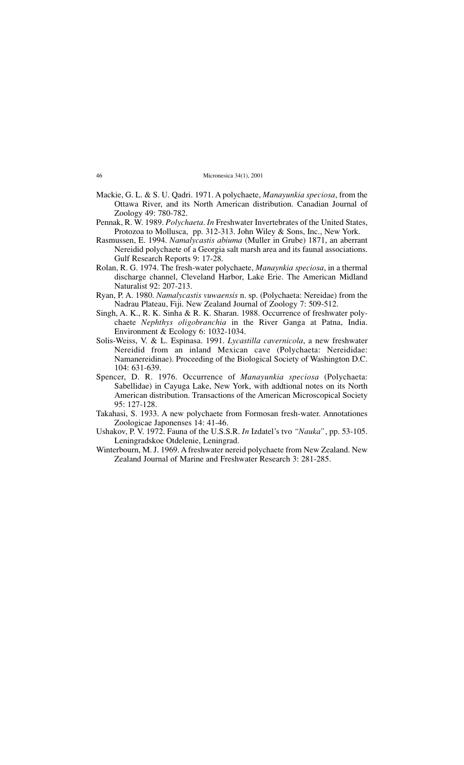Mackie, G. L. & S. U. Qadri. 1971. A polychaete, *Manayunkia speciosa*, from the Ottawa River, and its North American distribution. Canadian Journal of Zoology 49: 780-782.

Pennak, R. W. 1989. *Polychaeta*. *In* Freshwater Invertebrates of the United States, Protozoa to Mollusca, pp. 312-313. John Wiley & Sons, Inc., New York.

Rasmussen, E. 1994. *Namalycastis abiuma* (Muller in Grube) 1871, an aberrant Nereidid polychaete of a Georgia salt marsh area and its faunal associations. Gulf Research Reports 9: 17-28.

Rolan, R. G. 1974. The fresh-water polychaete, *Manaynkia speciosa*, in a thermal discharge channel, Cleveland Harbor, Lake Erie. The American Midland Naturalist 92: 207-213.

Ryan, P. A. 1980. *Namalycastis vuwaensis* n. sp. (Polychaeta: Nereidae) from the Nadrau Plateau, Fiji. New Zealand Journal of Zoology 7: 509-512.

Singh, A. K., R. K. Sinha & R. K. Sharan. 1988. Occurrence of freshwater polychaete *Nephthys oligobranchia* in the River Ganga at Patna, India. Environment & Ecology 6: 1032-1034.

Solis-Weiss, V. & L. Espinasa. 1991. *Lycastilla cavernicola*, a new freshwater Nereidid from an inland Mexican cave (Polychaeta: Nereididae: Namanereidinae). Proceeding of the Biological Society of Washington D.C. 104: 631-639.

Spencer, D. R. 1976. Occurrence of *Manayunkia speciosa* (Polychaeta: Sabellidae) in Cayuga Lake, New York, with addtional notes on its North American distribution. Transactions of the American Microscopical Society 95: 127-128.

Takahasi, S. 1933. A new polychaete from Formosan fresh-water. Annotationes Zoologicae Japonenses 14: 41-46.

Ushakov, P. V. 1972. Fauna of the U.S.S.R. *In* Izdatel's tvo *"Nauka"*, pp. 53-105. Leningradskoe Otdelenie, Leningrad.

Winterbourn, M. J. 1969. A freshwater nereid polychaete from New Zealand. New Zealand Journal of Marine and Freshwater Research 3: 281-285.